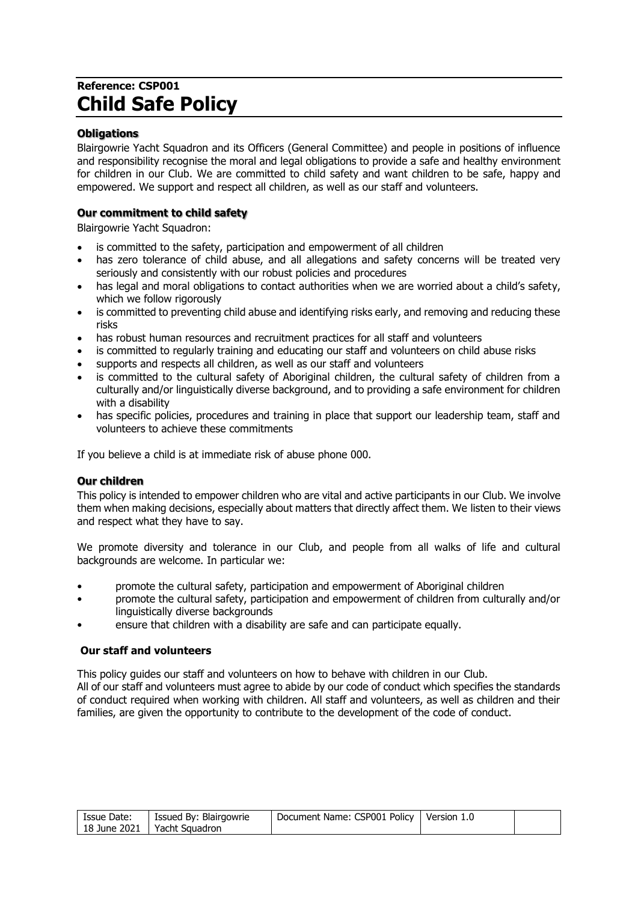**Reference: CSP001**

# Child Safe Policy

### Obligations

Blairgowrie Yacht Squadron and its Officers (General Committee) and people in positions of influence and responsibility recognise the moral and legal obligations to provide a safe and healthy environment for children in our Club. We are committed to child safety and want children to be safe, happy and empowered. We support and respect all children, as well as our staff and volunteers.

### Our commitment to child safety

Blairgowrie Yacht Squadron:

- is committed to the safety, participation and empowerment of all children
- has zero tolerance of child abuse, and all allegations and safety concerns will be treated very seriously and consistently with our robust policies and procedures
- has legal and moral obligations to contact authorities when we are worried about a child's safety, which we follow rigorously
- is committed to preventing child abuse and identifying risks early, and removing and reducing these risks
- has robust human resources and recruitment practices for all staff and volunteers
- is committed to regularly training and educating our staff and volunteers on child abuse risks
- supports and respects all children, as well as our staff and volunteers
- is committed to the cultural safety of Aboriginal children, the cultural safety of children from a culturally and/or linguistically diverse background, and to providing a safe environment for children with a disability
- has specific policies, procedures and training in place that support our leadership team, staff and volunteers to achieve these commitments

If you believe a child is at immediate risk of abuse phone 000.

### Our children

This policy is intended to empower children who are vital and active participants in our Club. We involve them when making decisions, especially about matters that directly affect them. We listen to their views and respect what they have to say.

We promote diversity and tolerance in our Club, and people from all walks of life and cultural backgrounds are welcome. In particular we:

- promote the cultural safety, participation and empowerment of Aboriginal children
- promote the cultural safety, participation and empowerment of children from culturally and/or linguistically diverse backgrounds
- ensure that children with a disability are safe and can participate equally.

### Our staff and volunteers

This policy guides our staff and volunteers on how to behave with children in our Club.
All of our staff and volunteers must agree to abide by our code of conduct which specifies the standards of conduct required when working with children. All staff and volunteers, as well as children and their families, are given the opportunity to contribute to the development of the code of conduct.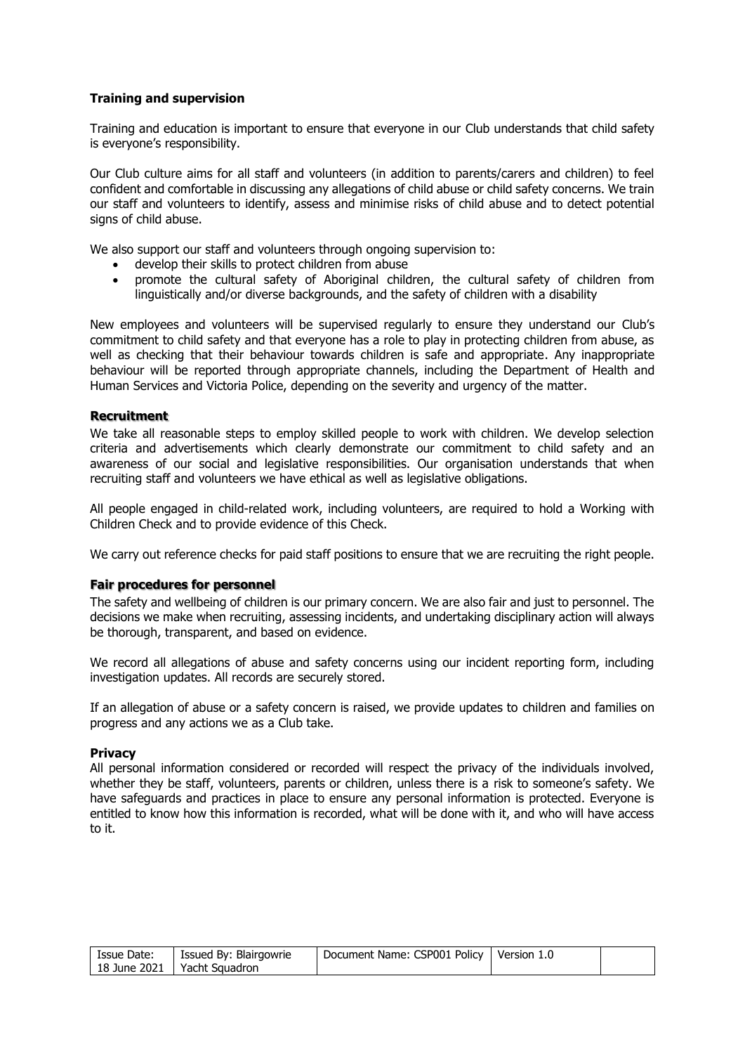## Training and supervision

Training and education is important to ensure that everyone in our Club understands that child safety is everyone's responsibility.

Our Club culture aims for all staff and volunteers (in addition to parents/carers and children) to feel confident and comfortable in discussing any allegations of child abuse or child safety concerns. We train our staff and volunteers to identify, assess and minimise risks of child abuse and to detect potential signs of child abuse.

We also support our staff and volunteers through ongoing supervision to:

- develop their skills to protect children from abuse
- promote the cultural safety of Aboriginal children, the cultural safety of children from linguistically and/or diverse backgrounds, and the safety of children with a disability

New employees and volunteers will be supervised regularly to ensure they understand our Club's commitment to child safety and that everyone has a role to play in protecting children from abuse, as well as checking that their behaviour towards children is safe and appropriate. Any inappropriate behaviour will be reported through appropriate channels, including the Department of Health and Human Services and Victoria Police, depending on the severity and urgency of the matter.

## Recruitment

We take all reasonable steps to employ skilled people to work with children. We develop selection criteria and advertisements which clearly demonstrate our commitment to child safety and an awareness of our social and legislative responsibilities. Our organisation understands that when recruiting staff and volunteers we have ethical as well as legislative obligations.

All people engaged in child-related work, including volunteers, are required to hold a Working with Children Check and to provide evidence of this Check.

We carry out reference checks for paid staff positions to ensure that we are recruiting the right people.

## Fair procedures for personnel

The safety and wellbeing of children is our primary concern. We are also fair and just to personnel. The decisions we make when recruiting, assessing incidents, and undertaking disciplinary action will always be thorough, transparent, and based on evidence.

We record all allegations of abuse and safety concerns using our incident reporting form, including investigation updates. All records are securely stored.

If an allegation of abuse or a safety concern is raised, we provide updates to children and families on progress and any actions we as a Club take.

## Privacy

All personal information considered or recorded will respect the privacy of the individuals involved, whether they be staff, volunteers, parents or children, unless there is a risk to someone's safety. We have safeguards and practices in place to ensure any personal information is protected. Everyone is entitled to know how this information is recorded, what will be done with it, and who will have access to it.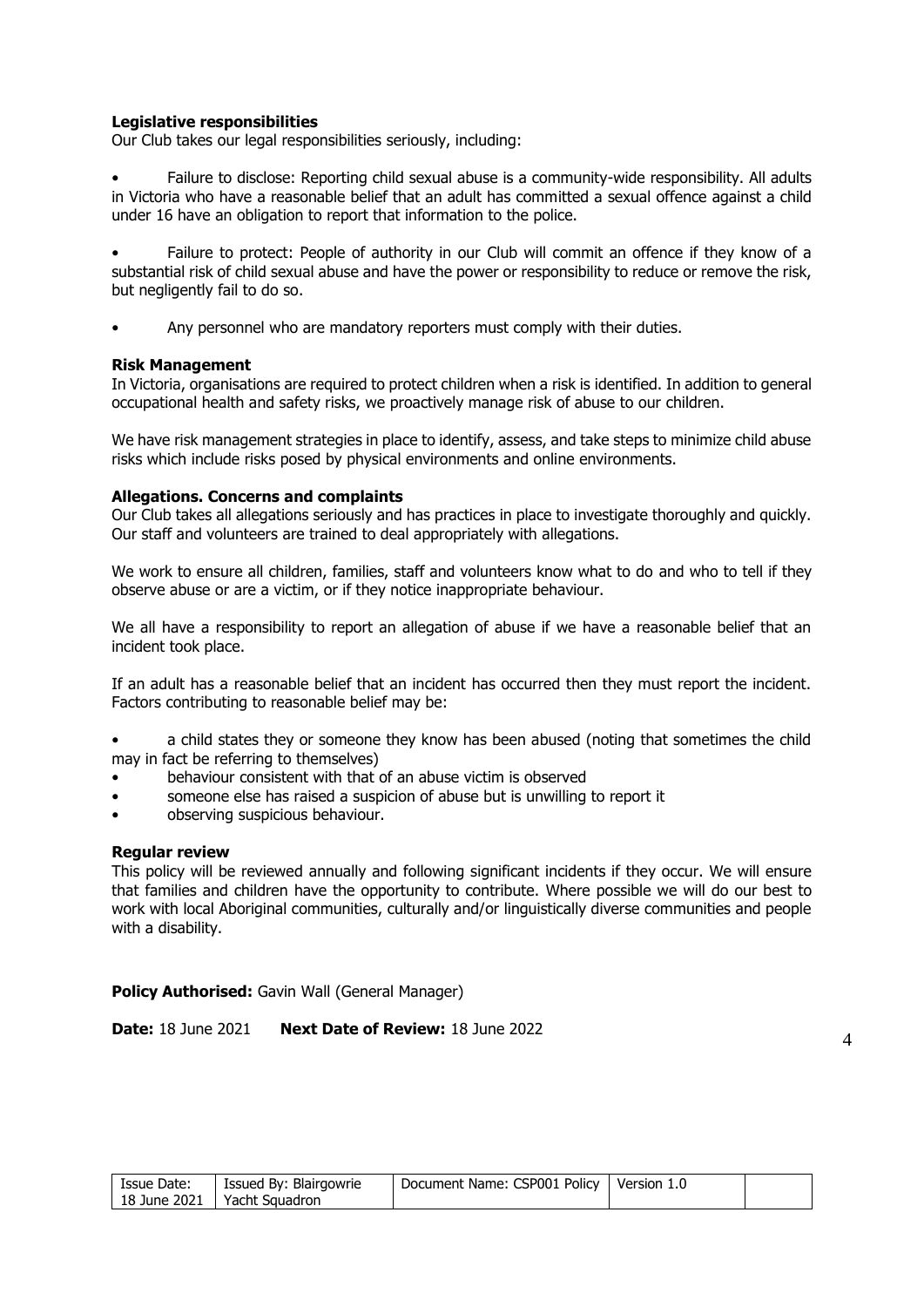**Legislative responsibilities**

Our Club takes our legal responsibilities seriously, including:

- Failure to disclose: Reporting child sexual abuse is a community-wide responsibility. All adults in Victoria who have a reasonable belief that an adult has committed a sexual offence against a child under 16 have an obligation to report that information to the police.
- Failure to protect: People of authority in our Club will commit an offence if they know of a substantial risk of child sexual abuse and have the power or responsibility to reduce or remove the risk, but negligently fail to do so.
- Any personnel who are mandatory reporters must comply with their duties.

**Risk Management**

In Victoria, organisations are required to protect children when a risk is identified. In addition to general occupational health and safety risks, we proactively manage risk of abuse to our children.

We have risk management strategies in place to identify, assess, and take steps to minimize child abuse risks which include risks posed by physical environments and online environments.

**Allegations. Concerns and complaints**

Our Club takes all allegations seriously and has practices in place to investigate thoroughly and quickly. Our staff and volunteers are trained to deal appropriately with allegations.

We work to ensure all children, families, staff and volunteers know what to do and who to tell if they observe abuse or are a victim, or if they notice inappropriate behaviour.

We all have a responsibility to report an allegation of abuse if we have a reasonable belief that an incident took place.

If an adult has a reasonable belief that an incident has occurred then they must report the incident. Factors contributing to reasonable belief may be:

- a child states they or someone they know has been abused (noting that sometimes the child may in fact be referring to themselves)
- behaviour consistent with that of an abuse victim is observed
- someone else has raised a suspicion of abuse but is unwilling to report it
- observing suspicious behaviour.

**Regular review**

This policy will be reviewed annually and following significant incidents if they occur. We will ensure that families and children have the opportunity to contribute. Where possible we will do our best to work with local Aboriginal communities, culturally and/or linguistically diverse communities and people with a disability.

**Policy Authorised:** Gavin Wall (General Manager)

**Date:** 18 June 2021 **Next Date of Review:** 18 June 2022

| | | | | |
|---|---|---|---|---|
| Issue Date: 18 June 2021 | Issued By: Blairgowrie Yacht Squadron | Document Name: CSP001 Policy | Version 1.0 | |